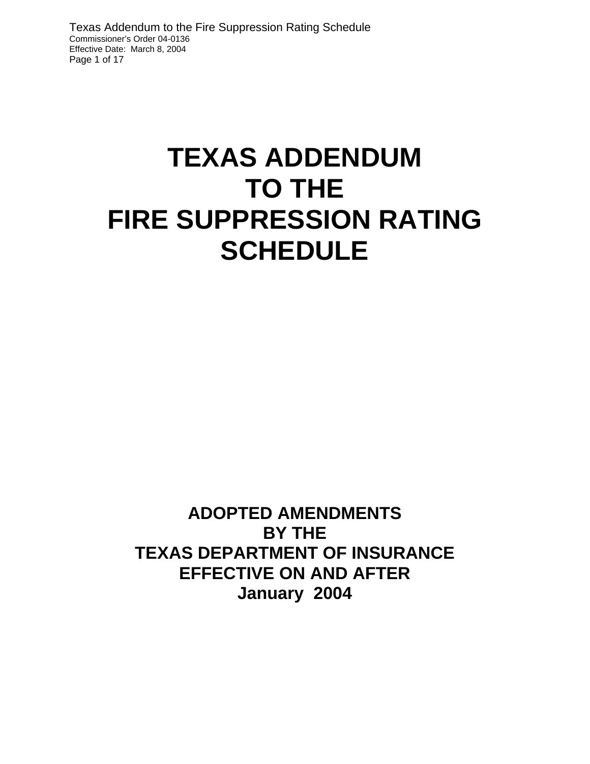# TEXAS ADDENDUM TO THE FIRE SUPPRESSION RATING SCHEDULE

**ADOPTED AMENDMENTS**
**BY THE**
**TEXAS DEPARTMENT OF INSURANCE**
**EFFECTIVE ON AND AFTER**
**January 2004**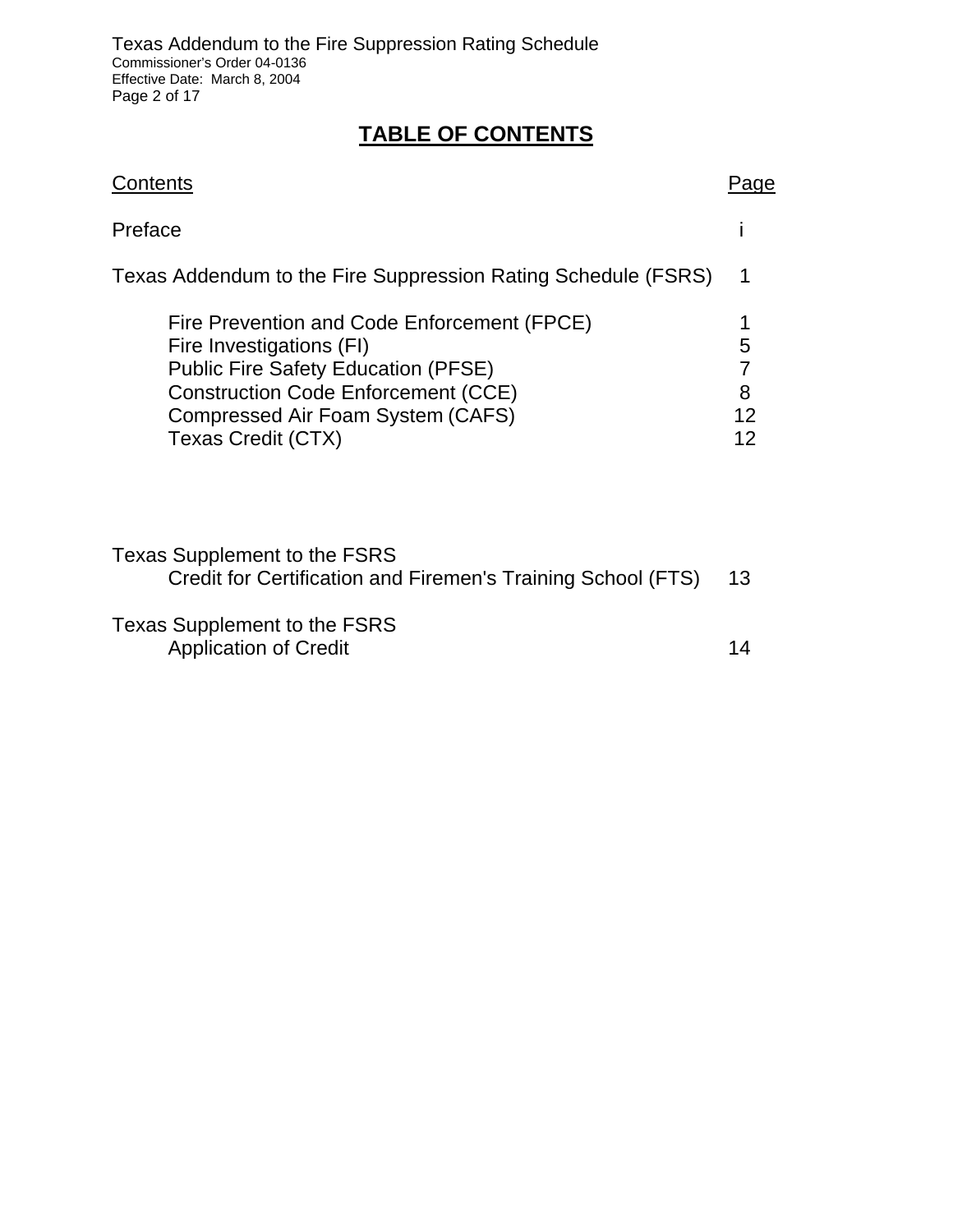# TABLE OF CONTENTS

| Contents | Page |
|---|---|
| Preface | i |
| Texas Addendum to the Fire Suppression Rating Schedule (FSRS) | 1 |
| Fire Prevention and Code Enforcement (FPCE) | 1 |
| Fire Investigations (FI) | 5 |
| Public Fire Safety Education (PFSE) | 7 |
| Construction Code Enforcement (CCE) | 8 |
| Compressed Air Foam System (CAFS) | 12 |
| Texas Credit (CTX) | 12 |
| Texas Supplement to the FSRS<br>Credit for Certification and Firemen's Training School (FTS) | 13 |
| Texas Supplement to the FSRS<br>Application of Credit | 14 |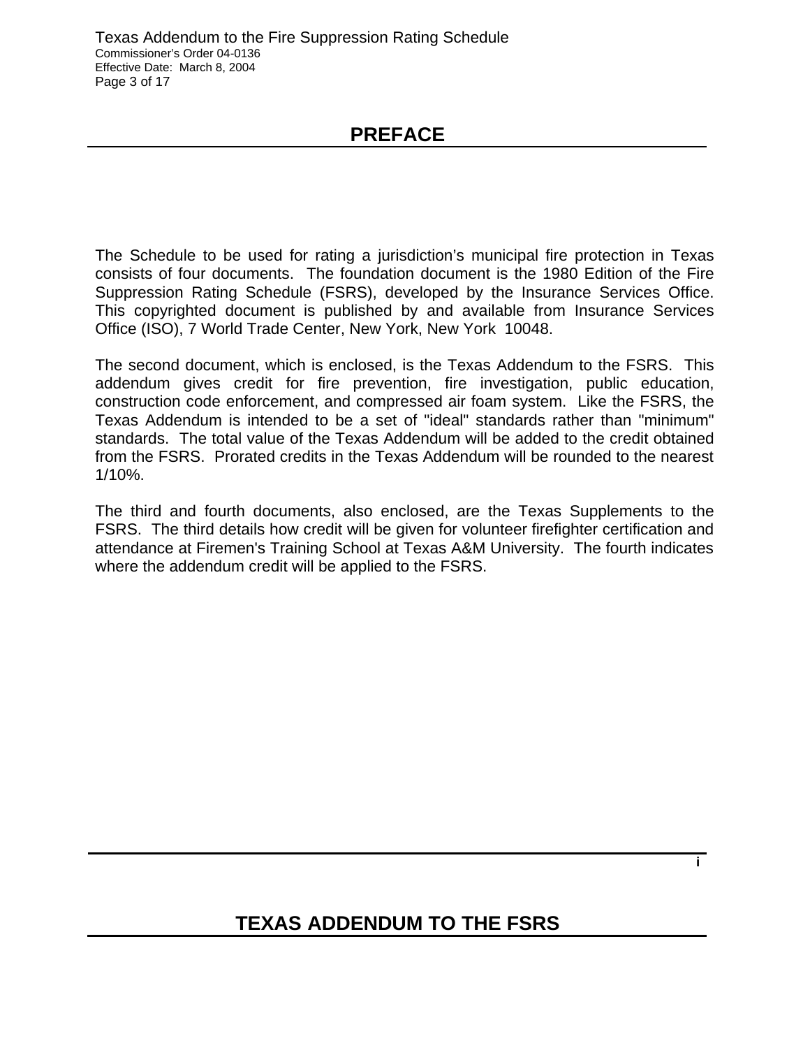# PREFACE

The Schedule to be used for rating a jurisdiction's municipal fire protection in Texas consists of four documents. The foundation document is the 1980 Edition of the Fire Suppression Rating Schedule (FSRS), developed by the Insurance Services Office. This copyrighted document is published by and available from Insurance Services Office (ISO), 7 World Trade Center, New York, New York 10048.

The second document, which is enclosed, is the Texas Addendum to the FSRS. This addendum gives credit for fire prevention, fire investigation, public education, construction code enforcement, and compressed air foam system. Like the FSRS, the Texas Addendum is intended to be a set of "ideal" standards rather than "minimum" standards. The total value of the Texas Addendum will be added to the credit obtained from the FSRS. Prorated credits in the Texas Addendum will be rounded to the nearest 1/10%.

The third and fourth documents, also enclosed, are the Texas Supplements to the FSRS. The third details how credit will be given for volunteer firefighter certification and attendance at Firemen's Training School at Texas A&M University. The fourth indicates where the addendum credit will be applied to the FSRS.

# TEXAS ADDENDUM TO THE FSRS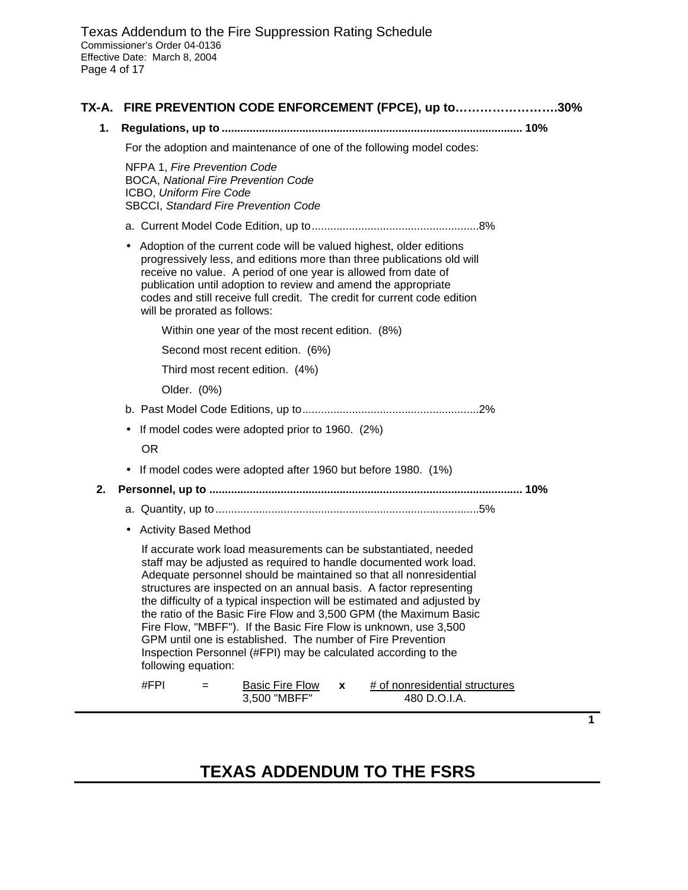## TX-A. FIRE PREVENTION CODE ENFORCEMENT (FPCE), up to……………………….30%

**1. Regulations, up to .............................................................................................. 10%**

For the adoption and maintenance of one of the following model codes:

NFPA 1, *Fire Prevention Code*
BOCA, *National Fire Prevention Code*
ICBO, *Uniform Fire Code*
SBCCI, *Standard Fire Prevention Code*

a. Current Model Code Edition, up to.....................................................8%

- Adoption of the current code will be valued highest, older editions progressively less, and editions more than three publications old will receive no value. A period of one year is allowed from date of publication until adoption to review and amend the appropriate codes and still receive full credit. The credit for current code edition will be prorated as follows:

  Within one year of the most recent edition. (8%)

  Second most recent edition. (6%)

  Third most recent edition. (4%)

  Older. (0%)

b. Past Model Code Editions, up to.........................................................2%

- If model codes were adopted prior to 1960. (2%)

  OR

- If model codes were adopted after 1960 but before 1980. (1%)

**2. Personnel, up to .................................................................................................. 10%**

a. Quantity, up to....................................................................................5%

- Activity Based Method

  If accurate work load measurements can be substantiated, needed staff may be adjusted as required to handle documented work load. Adequate personnel should be maintained so that all nonresidential structures are inspected on an annual basis. A factor representing the difficulty of a typical inspection will be estimated and adjusted by the ratio of the Basic Fire Flow and 3,500 GPM (the Maximum Basic Fire Flow, "MBFF"). If the Basic Fire Flow is unknown, use 3,500 GPM until one is established. The number of Fire Prevention Inspection Personnel (#FPI) may be calculated according to the following equation:

$$\#FPI = \frac{\text{Basic Fire Flow}}{3{,}500 \text{ "MBFF"}} \times \frac{\text{\# of nonresidential structures}}{480 \text{ D.O.I.A.}}$$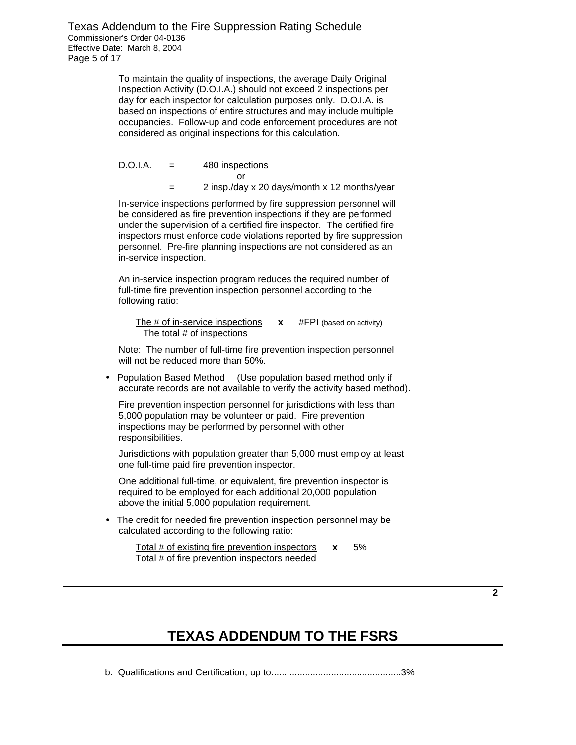To maintain the quality of inspections, the average Daily Original Inspection Activity (D.O.I.A.) should not exceed 2 inspections per day for each inspector for calculation purposes only. D.O.I.A. is based on inspections of entire structures and may include multiple occupancies. Follow-up and code enforcement procedures are not considered as original inspections for this calculation.

D.O.I.A. = 480 inspections

or

= 2 insp./day x 20 days/month x 12 months/year

In-service inspections performed by fire suppression personnel will be considered as fire prevention inspections if they are performed under the supervision of a certified fire inspector. The certified fire inspectors must enforce code violations reported by fire suppression personnel. Pre-fire planning inspections are not considered as an in-service inspection.

An in-service inspection program reduces the required number of full-time fire prevention inspection personnel according to the following ratio:

$$\frac{\text{The \# of in-service inspections}}{\text{The total \# of inspections}} \times \text{\#FPI (based on activity)}$$

Note: The number of full-time fire prevention inspection personnel will not be reduced more than 50%.

- Population Based Method (Use population based method only if accurate records are not available to verify the activity based method).

  Fire prevention inspection personnel for jurisdictions with less than 5,000 population may be volunteer or paid. Fire prevention inspections may be performed by personnel with other responsibilities.

  Jurisdictions with population greater than 5,000 must employ at least one full-time paid fire prevention inspector.

  One additional full-time, or equivalent, fire prevention inspector is required to be employed for each additional 20,000 population above the initial 5,000 population requirement.

- The credit for needed fire prevention inspection personnel may be calculated according to the following ratio:

$$\frac{\text{Total \# of existing fire prevention inspectors}}{\text{Total \# of fire prevention inspectors needed}} \times 5\%$$

# TEXAS ADDENDUM TO THE FSRS

b. Qualifications and Certification, up to..................................................3%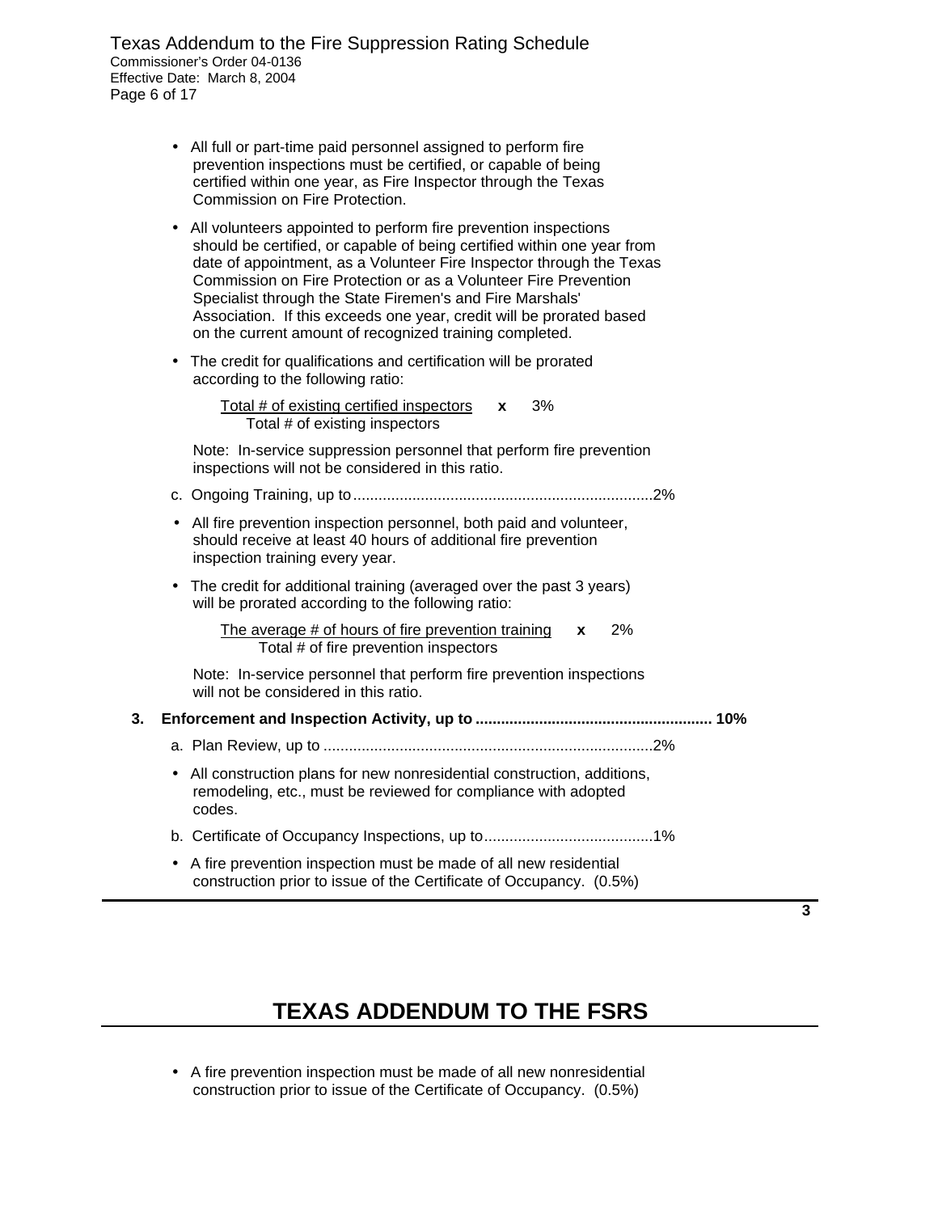- All full or part-time paid personnel assigned to perform fire prevention inspections must be certified, or capable of being certified within one year, as Fire Inspector through the Texas Commission on Fire Protection.

- All volunteers appointed to perform fire prevention inspections should be certified, or capable of being certified within one year from date of appointment, as a Volunteer Fire Inspector through the Texas Commission on Fire Protection or as a Volunteer Fire Prevention Specialist through the State Firemen's and Fire Marshals' Association. If this exceeds one year, credit will be prorated based on the current amount of recognized training completed.

- The credit for qualifications and certification will be prorated according to the following ratio:

$$\frac{\text{Total \# of existing certified inspectors}}{\text{Total \# of existing inspectors}} \times 3\%$$

Note: In-service suppression personnel that perform fire prevention inspections will not be considered in this ratio.

c. Ongoing Training, up to ........................................................................2%

- All fire prevention inspection personnel, both paid and volunteer, should receive at least 40 hours of additional fire prevention inspection training every year.

- The credit for additional training (averaged over the past 3 years) will be prorated according to the following ratio:

$$\frac{\text{The average \# of hours of fire prevention training}}{\text{Total \# of fire prevention inspectors}} \times 2\%$$

Note: In-service personnel that perform fire prevention inspections will not be considered in this ratio.

**3. Enforcement and Inspection Activity, up to ........................................................ 10%**

a. Plan Review, up to ..............................................................................2%

- All construction plans for new nonresidential construction, additions, remodeling, etc., must be reviewed for compliance with adopted codes.

b. Certificate of Occupancy Inspections, up to........................................1%

- A fire prevention inspection must be made of all new residential construction prior to issue of the Certificate of Occupancy. (0.5%)

- A fire prevention inspection must be made of all new nonresidential construction prior to issue of the Certificate of Occupancy. (0.5%)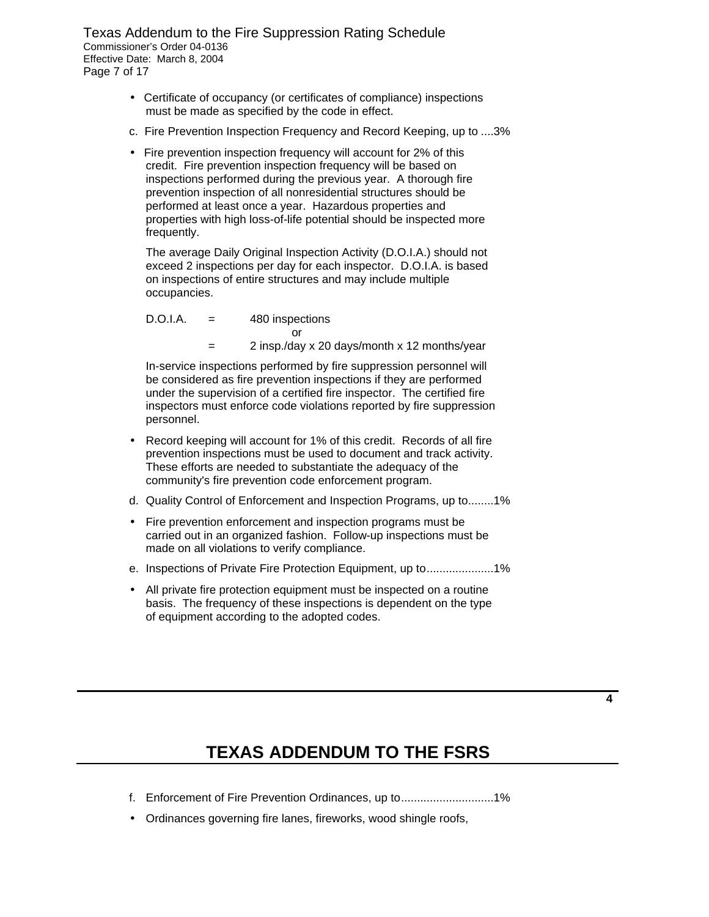- Certificate of occupancy (or certificates of compliance) inspections must be made as specified by the code in effect.

c. Fire Prevention Inspection Frequency and Record Keeping, up to ....3%

- Fire prevention inspection frequency will account for 2% of this credit. Fire prevention inspection frequency will be based on inspections performed during the previous year. A thorough fire prevention inspection of all nonresidential structures should be performed at least once a year. Hazardous properties and properties with high loss-of-life potential should be inspected more frequently.

  The average Daily Original Inspection Activity (D.O.I.A.) should not exceed 2 inspections per day for each inspector. D.O.I.A. is based on inspections of entire structures and may include multiple occupancies.

  D.O.I.A. = 480 inspections
  or
  = 2 insp./day x 20 days/month x 12 months/year

  In-service inspections performed by fire suppression personnel will be considered as fire prevention inspections if they are performed under the supervision of a certified fire inspector. The certified fire inspectors must enforce code violations reported by fire suppression personnel.

- Record keeping will account for 1% of this credit. Records of all fire prevention inspections must be used to document and track activity. These efforts are needed to substantiate the adequacy of the community's fire prevention code enforcement program.

d. Quality Control of Enforcement and Inspection Programs, up to........1%

- Fire prevention enforcement and inspection programs must be carried out in an organized fashion. Follow-up inspections must be made on all violations to verify compliance.

e. Inspections of Private Fire Protection Equipment, up to.....................1%

- All private fire protection equipment must be inspected on a routine basis. The frequency of these inspections is dependent on the type of equipment according to the adopted codes.

f. Enforcement of Fire Prevention Ordinances, up to............................1%

- Ordinances governing fire lanes, fireworks, wood shingle roofs,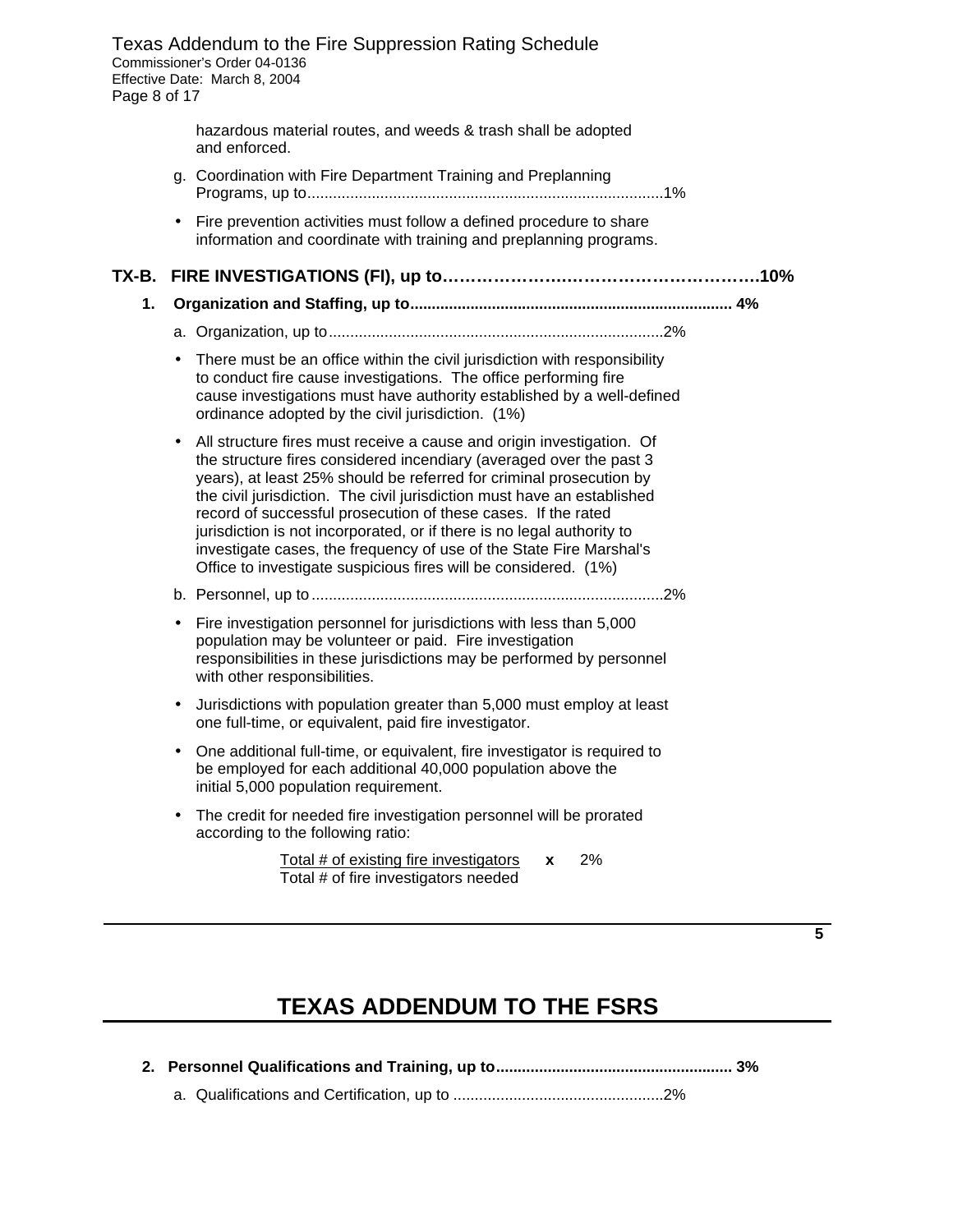hazardous material routes, and weeds & trash shall be adopted and enforced.

g. Coordination with Fire Department Training and Preplanning Programs, up to....................................................................................1%

- Fire prevention activities must follow a defined procedure to share information and coordinate with training and preplanning programs.

## TX-B. FIRE INVESTIGATIONS (FI), up to……………………………………………………….10%

### 1. Organization and Staffing, up to.......................................................................... 4%

a. Organization, up to.............................................................................2%

- There must be an office within the civil jurisdiction with responsibility to conduct fire cause investigations. The office performing fire cause investigations must have authority established by a well-defined ordinance adopted by the civil jurisdiction. (1%)
- All structure fires must receive a cause and origin investigation. Of the structure fires considered incendiary (averaged over the past 3 years), at least 25% should be referred for criminal prosecution by the civil jurisdiction. The civil jurisdiction must have an established record of successful prosecution of these cases. If the rated jurisdiction is not incorporated, or if there is no legal authority to investigate cases, the frequency of use of the State Fire Marshal's Office to investigate suspicious fires will be considered. (1%)

b. Personnel, up to .................................................................................2%

- Fire investigation personnel for jurisdictions with less than 5,000 population may be volunteer or paid. Fire investigation responsibilities in these jurisdictions may be performed by personnel with other responsibilities.
- Jurisdictions with population greater than 5,000 must employ at least one full-time, or equivalent, paid fire investigator.
- One additional full-time, or equivalent, fire investigator is required to be employed for each additional 40,000 population above the initial 5,000 population requirement.
- The credit for needed fire investigation personnel will be prorated according to the following ratio:

$$\frac{\text{Total \# of existing fire investigators}}{\text{Total \# of fire investigators needed}} \times 2\%$$

# TEXAS ADDENDUM TO THE FSRS

### 2. Personnel Qualifications and Training, up to...................................................... 3%

a. Qualifications and Certification, up to ................................................2%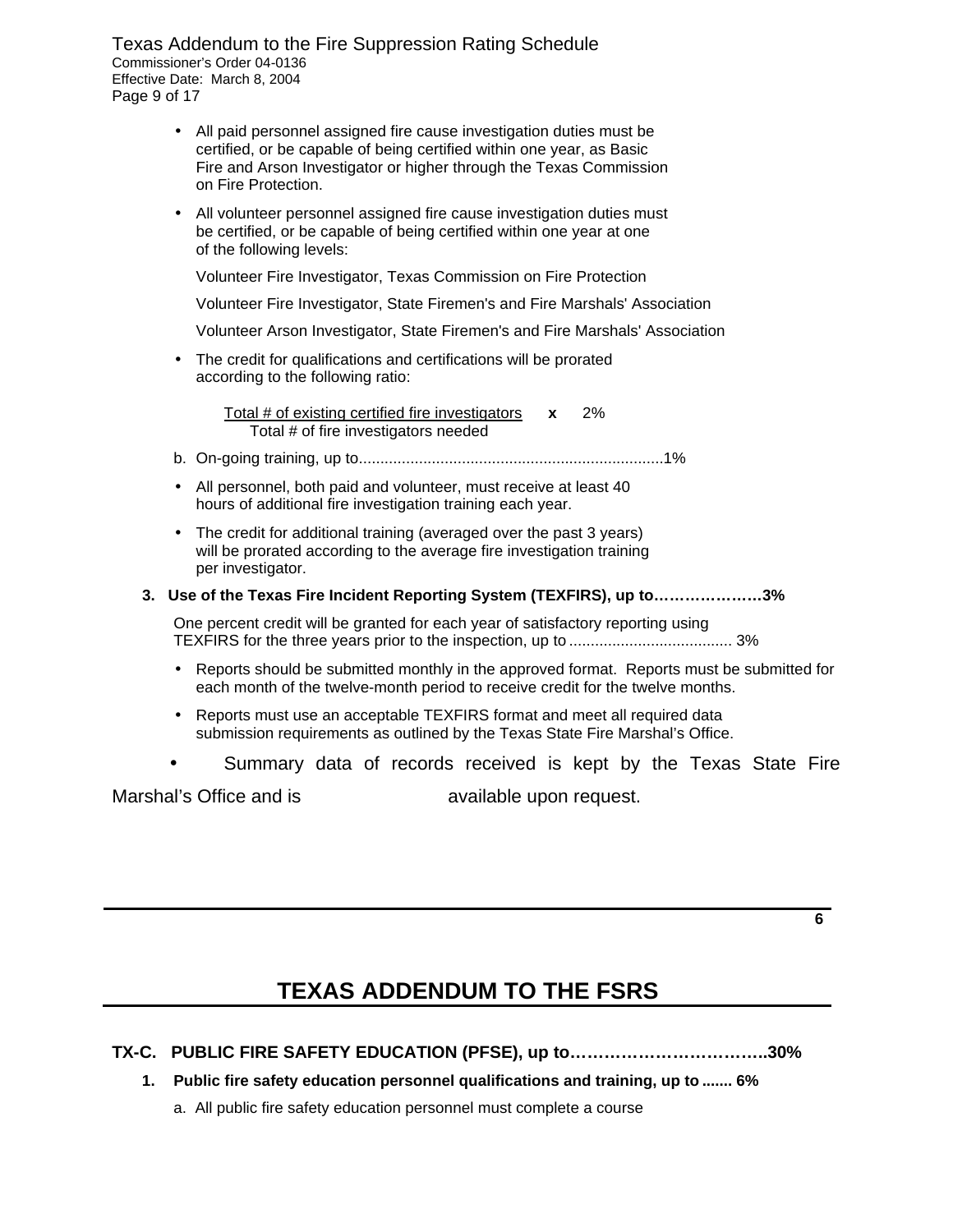- All paid personnel assigned fire cause investigation duties must be certified, or be capable of being certified within one year, as Basic Fire and Arson Investigator or higher through the Texas Commission on Fire Protection.

- All volunteer personnel assigned fire cause investigation duties must be certified, or be capable of being certified within one year at one of the following levels:

  Volunteer Fire Investigator, Texas Commission on Fire Protection

  Volunteer Fire Investigator, State Firemen's and Fire Marshals' Association

  Volunteer Arson Investigator, State Firemen's and Fire Marshals' Association

- The credit for qualifications and certifications will be prorated according to the following ratio:

$$\frac{\text{Total \# of existing certified fire investigators}}{\text{Total \# of fire investigators needed}} \times 2\%$$

b. On-going training, up to........................................................................1%

- All personnel, both paid and volunteer, must receive at least 40 hours of additional fire investigation training each year.

- The credit for additional training (averaged over the past 3 years) will be prorated according to the average fire investigation training per investigator.

**3. Use of the Texas Fire Incident Reporting System (TEXFIRS), up to…………………3%**

One percent credit will be granted for each year of satisfactory reporting using TEXFIRS for the three years prior to the inspection, up to ...................................... 3%

- Reports should be submitted monthly in the approved format. Reports must be submitted for each month of the twelve-month period to receive credit for the twelve months.

- Reports must use an acceptable TEXFIRS format and meet all required data submission requirements as outlined by the Texas State Fire Marshal's Office.

- Summary data of records received is kept by the Texas State Fire Marshal's Office and is available upon request.

# TEXAS ADDENDUM TO THE FSRS

**TX-C. PUBLIC FIRE SAFETY EDUCATION (PFSE), up to……………………………..30%**

**1. Public fire safety education personnel qualifications and training, up to ....... 6%**

a. All public fire safety education personnel must complete a course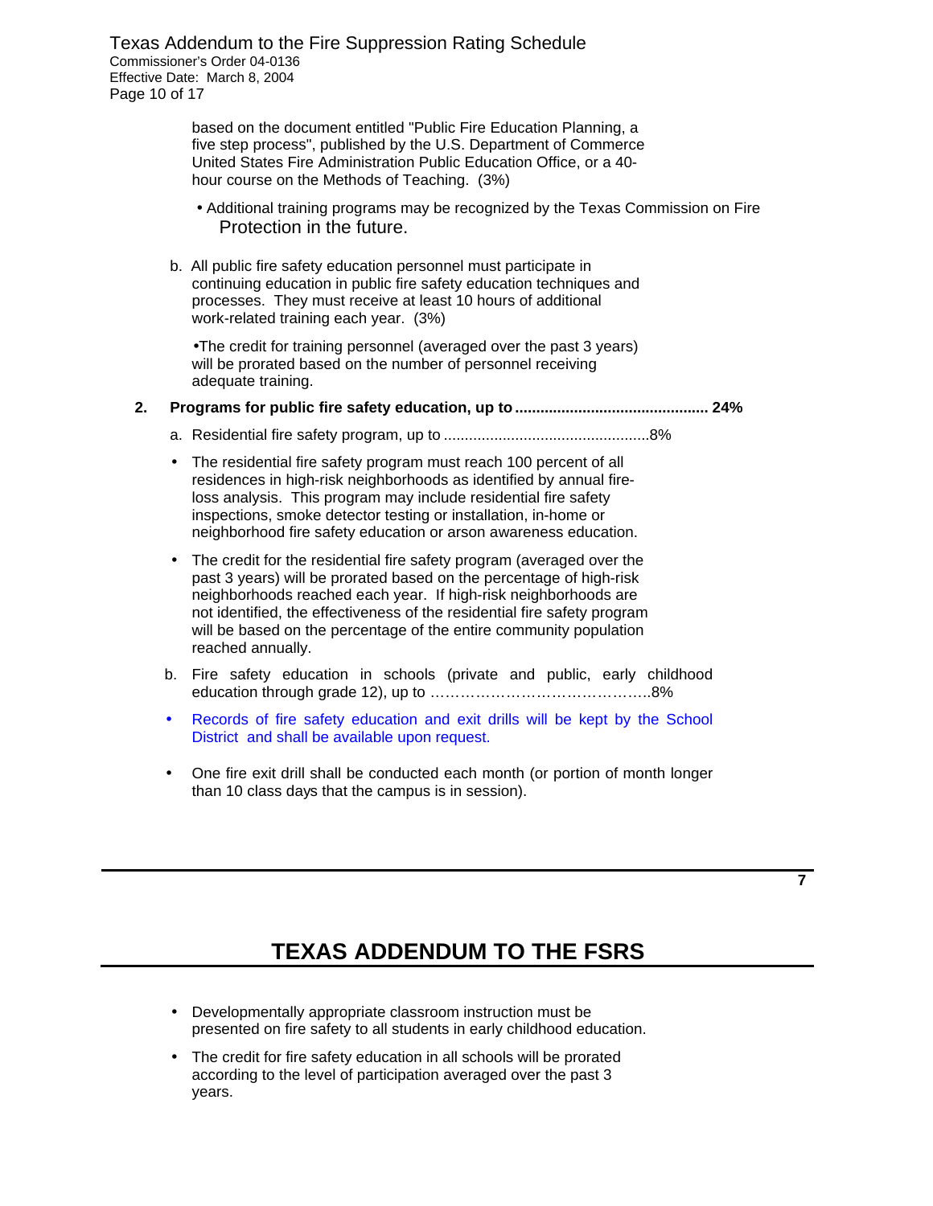based on the document entitled "Public Fire Education Planning, a five step process", published by the U.S. Department of Commerce United States Fire Administration Public Education Office, or a 40-hour course on the Methods of Teaching. (3%)

- Additional training programs may be recognized by the Texas Commission on Fire Protection in the future.

b. All public fire safety education personnel must participate in continuing education in public fire safety education techniques and processes. They must receive at least 10 hours of additional work-related training each year. (3%)

- The credit for training personnel (averaged over the past 3 years) will be prorated based on the number of personnel receiving adequate training.

**2. Programs for public fire safety education, up to ............................................. 24%**

a. Residential fire safety program, up to .................................................8%

- The residential fire safety program must reach 100 percent of all residences in high-risk neighborhoods as identified by annual fire-loss analysis. This program may include residential fire safety inspections, smoke detector testing or installation, in-home or neighborhood fire safety education or arson awareness education.
- The credit for the residential fire safety program (averaged over the past 3 years) will be prorated based on the percentage of high-risk neighborhoods reached each year. If high-risk neighborhoods are not identified, the effectiveness of the residential fire safety program will be based on the percentage of the entire community population reached annually.

b. Fire safety education in schools (private and public, early childhood education through grade 12), up to ……………………………………..8%

- Records of fire safety education and exit drills will be kept by the School District and shall be available upon request.
- One fire exit drill shall be conducted each month (or portion of month longer than 10 class days that the campus is in session).
- Developmentally appropriate classroom instruction must be presented on fire safety to all students in early childhood education.
- The credit for fire safety education in all schools will be prorated according to the level of participation averaged over the past 3 years.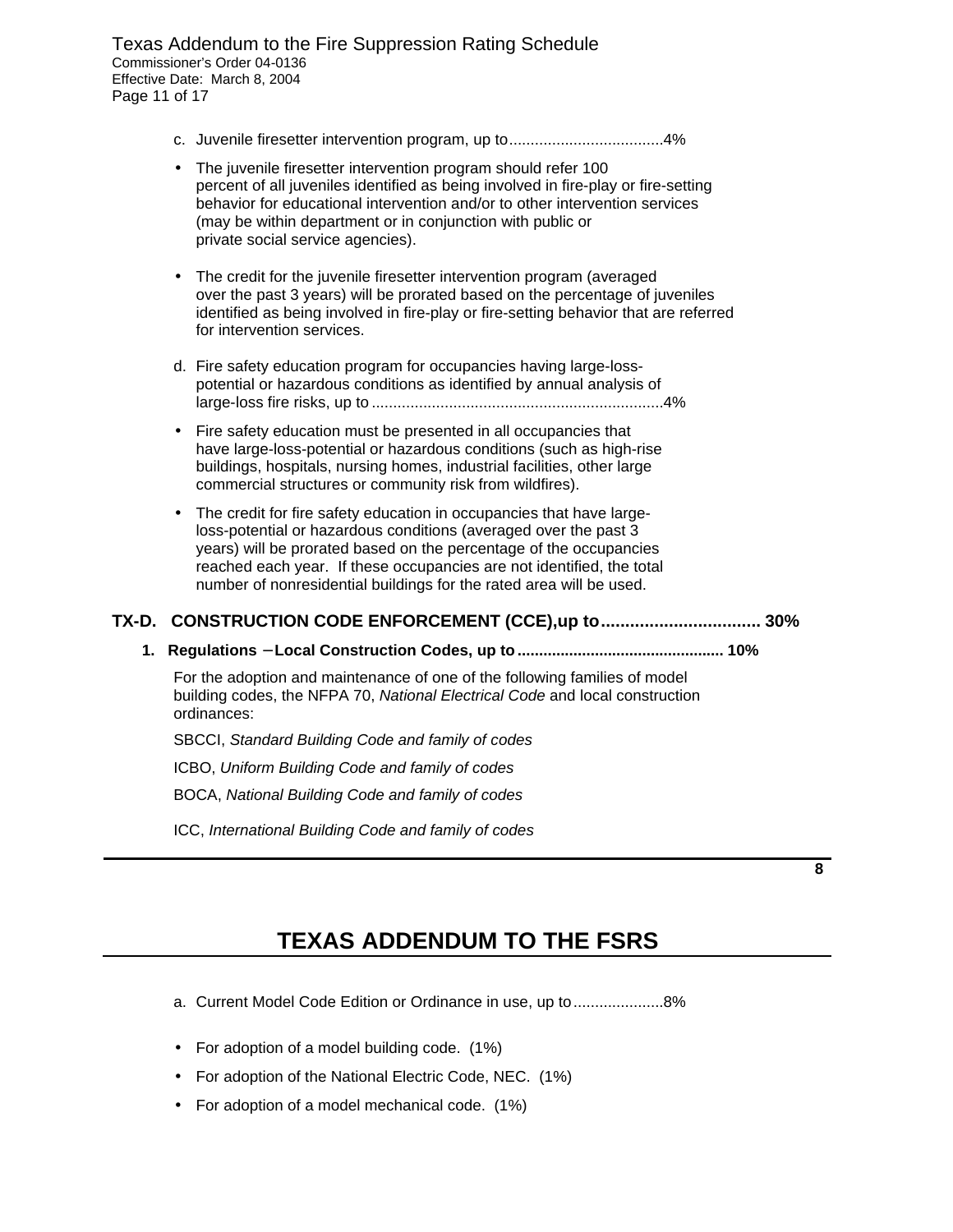c. Juvenile firesetter intervention program, up to....................................4%

- The juvenile firesetter intervention program should refer 100 percent of all juveniles identified as being involved in fire-play or fire-setting behavior for educational intervention and/or to other intervention services (may be within department or in conjunction with public or private social service agencies).

- The credit for the juvenile firesetter intervention program (averaged over the past 3 years) will be prorated based on the percentage of juveniles identified as being involved in fire-play or fire-setting behavior that are referred for intervention services.

d. Fire safety education program for occupancies having large-loss-potential or hazardous conditions as identified by annual analysis of large-loss fire risks, up to ....................................................................4%

- Fire safety education must be presented in all occupancies that have large-loss-potential or hazardous conditions (such as high-rise buildings, hospitals, nursing homes, industrial facilities, other large commercial structures or community risk from wildfires).

- The credit for fire safety education in occupancies that have large-loss-potential or hazardous conditions (averaged over the past 3 years) will be prorated based on the percentage of the occupancies reached each year. If these occupancies are not identified, the total number of nonresidential buildings for the rated area will be used.

## TX-D. CONSTRUCTION CODE ENFORCEMENT (CCE),up to................................. 30%

**1. Regulations – Local Construction Codes, up to................................................ 10%**

For the adoption and maintenance of one of the following families of model building codes, the NFPA 70, *National Electrical Code* and local construction ordinances:

SBCCI, *Standard Building Code and family of codes*

ICBO, *Uniform Building Code and family of codes*

BOCA, *National Building Code and family of codes*

ICC, *International Building Code and family of codes*

## TEXAS ADDENDUM TO THE FSRS

a. Current Model Code Edition or Ordinance in use, up to.....................8%

- For adoption of a model building code. (1%)
- For adoption of the National Electric Code, NEC. (1%)
- For adoption of a model mechanical code. (1%)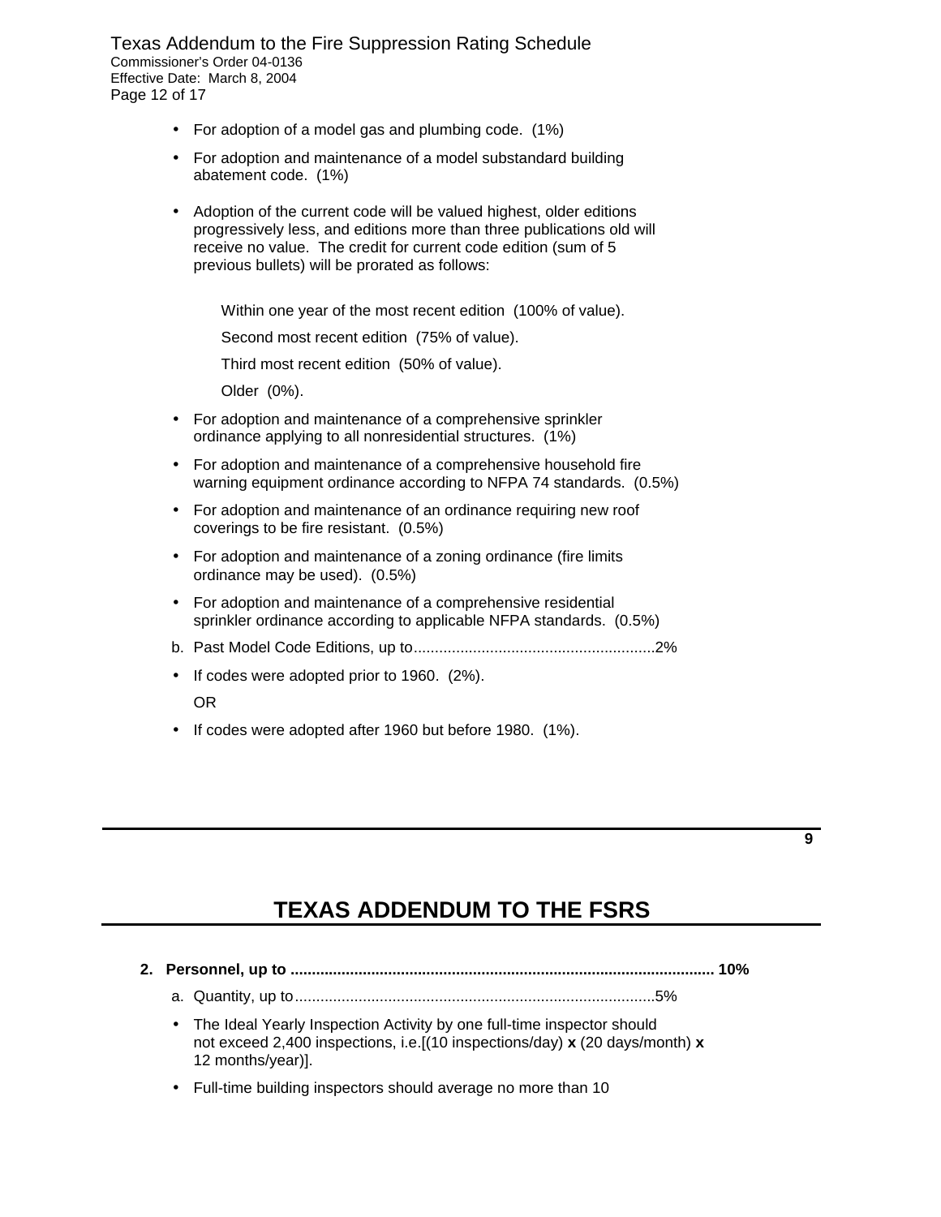- For adoption of a model gas and plumbing code.  (1%)
- For adoption and maintenance of a model substandard building abatement code.  (1%)
- Adoption of the current code will be valued highest, older editions progressively less, and editions more than three publications old will receive no value.  The credit for current code edition (sum of 5 previous bullets) will be prorated as follows:

  Within one year of the most recent edition  (100% of value).

  Second most recent edition  (75% of value).

  Third most recent edition  (50% of value).

  Older  (0%).

- For adoption and maintenance of a comprehensive sprinkler ordinance applying to all nonresidential structures.  (1%)
- For adoption and maintenance of a comprehensive household fire warning equipment ordinance according to NFPA 74 standards.  (0.5%)
- For adoption and maintenance of an ordinance requiring new roof coverings to be fire resistant.  (0.5%)
- For adoption and maintenance of a zoning ordinance (fire limits ordinance may be used).  (0.5%)
- For adoption and maintenance of a comprehensive residential sprinkler ordinance according to applicable NFPA standards.  (0.5%)

b. Past Model Code Editions, up to........................................................2%

- If codes were adopted prior to 1960.  (2%).

  OR

- If codes were adopted after 1960 but before 1980.  (1%).

# TEXAS ADDENDUM TO THE FSRS

**2. Personnel, up to .................................................................................................. 10%**

a. Quantity, up to....................................................................................5%

- The Ideal Yearly Inspection Activity by one full-time inspector should not exceed 2,400 inspections, i.e.[(10 inspections/day) **x** (20 days/month) **x** 12 months/year)].
- Full-time building inspectors should average no more than 10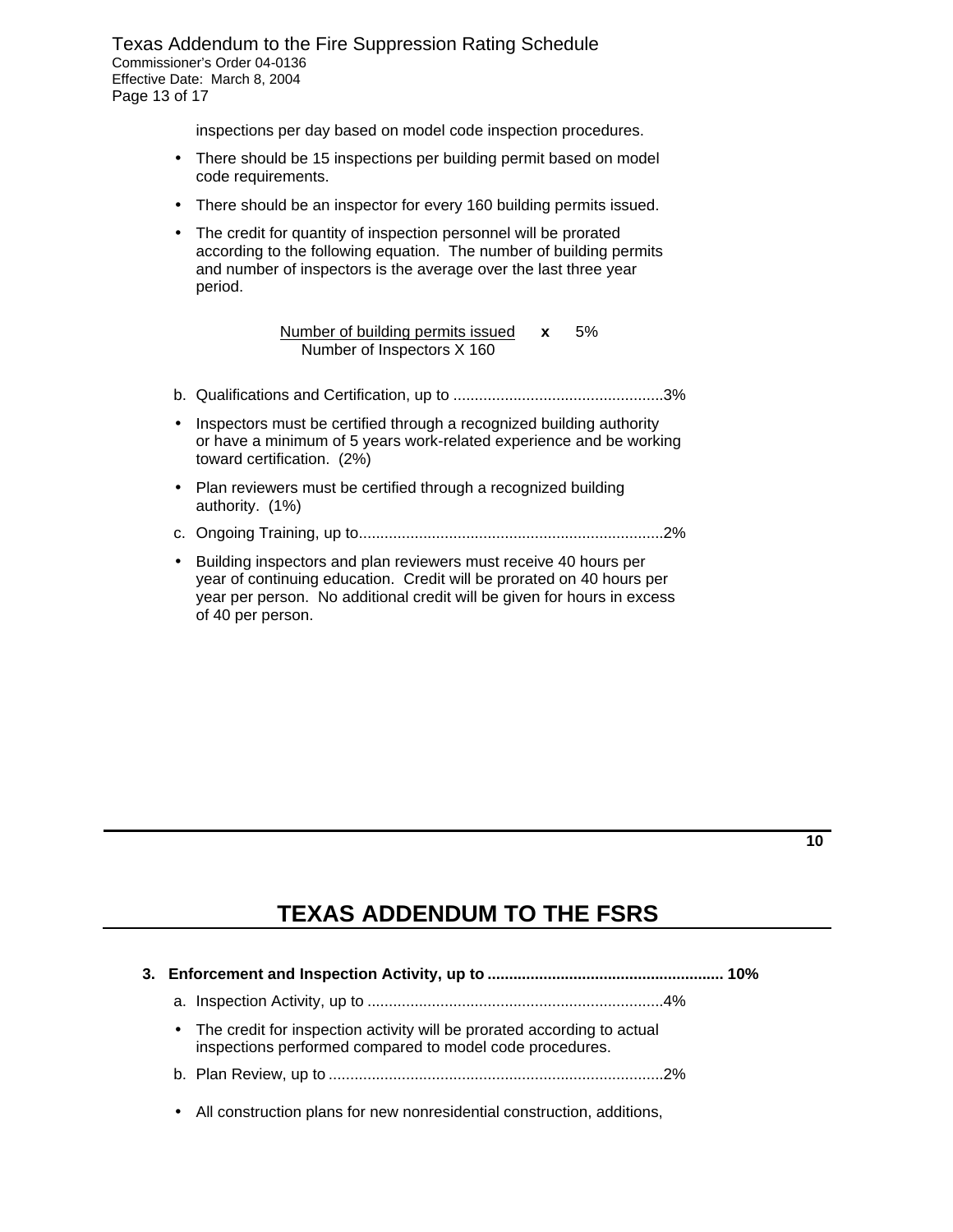inspections per day based on model code inspection procedures.

- There should be 15 inspections per building permit based on model code requirements.
- There should be an inspector for every 160 building permits issued.
- The credit for quantity of inspection personnel will be prorated according to the following equation. The number of building permits and number of inspectors is the average over the last three year period.

$$\frac{\text{Number of building permits issued}}{\text{Number of Inspectors X 160}} \times 5\%$$

b. Qualifications and Certification, up to .................................................3%

- Inspectors must be certified through a recognized building authority or have a minimum of 5 years work-related experience and be working toward certification. (2%)
- Plan reviewers must be certified through a recognized building authority. (1%)

c. Ongoing Training, up to.......................................................................2%

- Building inspectors and plan reviewers must receive 40 hours per year of continuing education. Credit will be prorated on 40 hours per year per person. No additional credit will be given for hours in excess of 40 per person.

# TEXAS ADDENDUM TO THE FSRS

**3. Enforcement and Inspection Activity, up to ....................................................... 10%**

a. Inspection Activity, up to .....................................................................4%

- The credit for inspection activity will be prorated according to actual inspections performed compared to model code procedures.

b. Plan Review, up to .............................................................................2%

- All construction plans for new nonresidential construction, additions,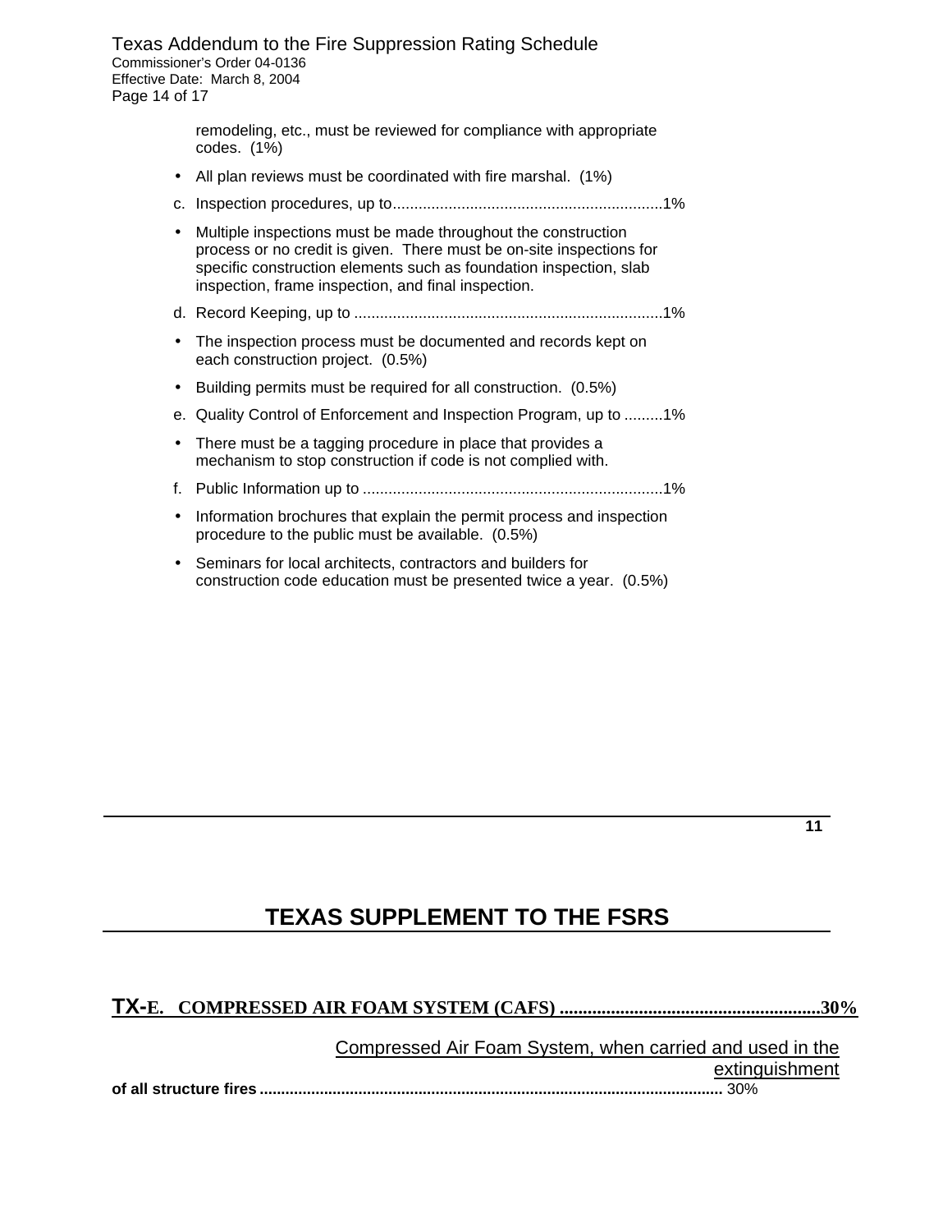remodeling, etc., must be reviewed for compliance with appropriate codes. (1%)

- All plan reviews must be coordinated with fire marshal. (1%)

c. Inspection procedures, up to...............................................................1%

- Multiple inspections must be made throughout the construction process or no credit is given. There must be on-site inspections for specific construction elements such as foundation inspection, slab inspection, frame inspection, and final inspection.

d. Record Keeping, up to ........................................................................1%

- The inspection process must be documented and records kept on each construction project. (0.5%)
- Building permits must be required for all construction. (0.5%)

e. Quality Control of Enforcement and Inspection Program, up to .........1%

- There must be a tagging procedure in place that provides a mechanism to stop construction if code is not complied with.

f. Public Information up to ......................................................................1%

- Information brochures that explain the permit process and inspection procedure to the public must be available. (0.5%)
- Seminars for local architects, contractors and builders for construction code education must be presented twice a year. (0.5%)

# TEXAS SUPPLEMENT TO THE FSRS

## TX-E. COMPRESSED AIR FOAM SYSTEM (CAFS) ........................................................30%

Compressed Air Foam System, when carried and used in the extinguishment **of all structure fires** ........................................................................................................... 30%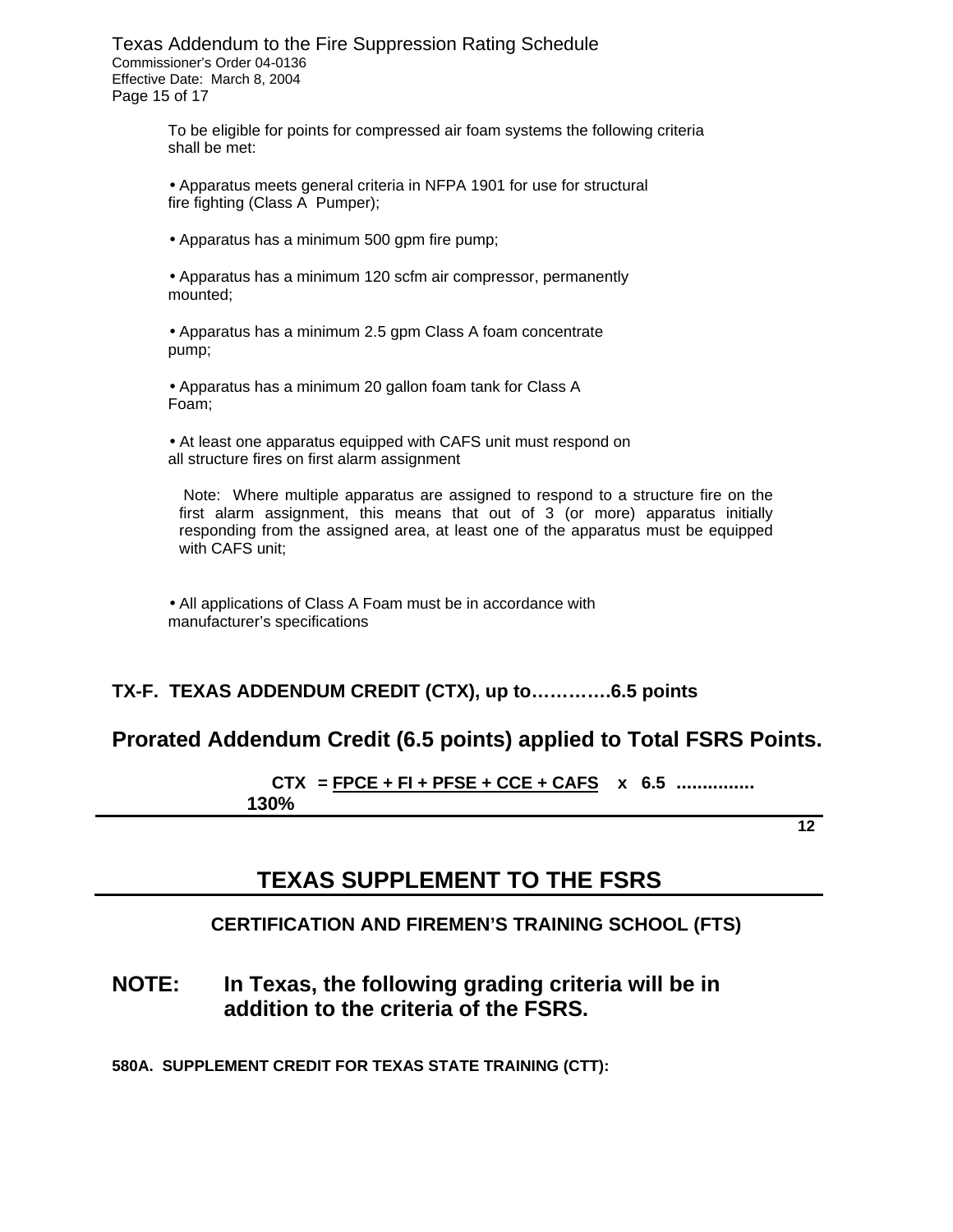To be eligible for points for compressed air foam systems the following criteria shall be met:

- Apparatus meets general criteria in NFPA 1901 for use for structural fire fighting (Class A Pumper);
- Apparatus has a minimum 500 gpm fire pump;
- Apparatus has a minimum 120 scfm air compressor, permanently mounted;
- Apparatus has a minimum 2.5 gpm Class A foam concentrate pump;
- Apparatus has a minimum 20 gallon foam tank for Class A Foam;
- At least one apparatus equipped with CAFS unit must respond on all structure fires on first alarm assignment

  Note: Where multiple apparatus are assigned to respond to a structure fire on the first alarm assignment, this means that out of 3 (or more) apparatus initially responding from the assigned area, at least one of the apparatus must be equipped with CAFS unit;

- All applications of Class A Foam must be in accordance with manufacturer's specifications

## TX-F. TEXAS ADDENDUM CREDIT (CTX), up to………….6.5 points

## Prorated Addendum Credit (6.5 points) applied to Total FSRS Points.

$$CTX = \frac{FPCE + FI + PFSE + CCE + CAFS}{130\%} \times 6.5 \text{ ...............}$$

**12**

# TEXAS SUPPLEMENT TO THE FSRS

### CERTIFICATION AND FIREMEN'S TRAINING SCHOOL (FTS)

## NOTE: In Texas, the following grading criteria will be in addition to the criteria of the FSRS.

**580A. SUPPLEMENT CREDIT FOR TEXAS STATE TRAINING (CTT):**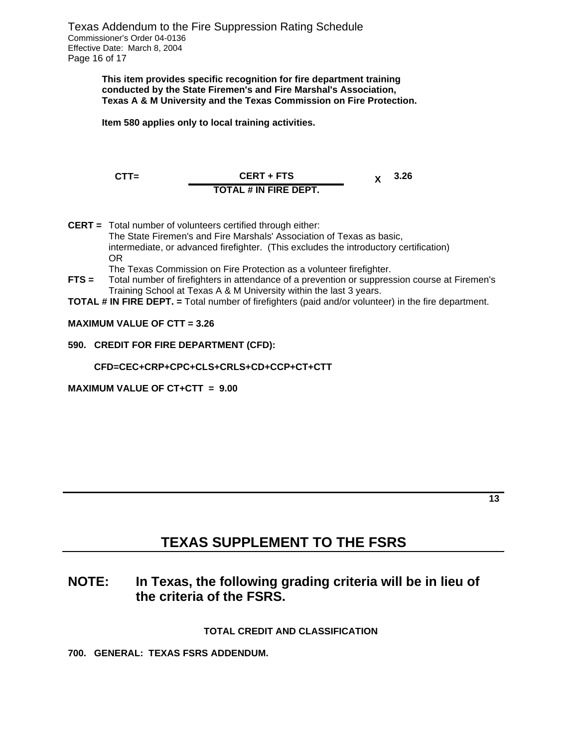**This item provides specific recognition for fire department training conducted by the State Firemen's and Fire Marshal's Association, Texas A & M University and the Texas Commission on Fire Protection.**

**Item 580 applies only to local training activities.**

$$CTT = \frac{CERT + FTS}{TOTAL\ \#\ IN\ FIRE\ DEPT.} \times 3.26$$

**CERT =** Total number of volunteers certified through either:
The State Firemen's and Fire Marshals' Association of Texas as basic, intermediate, or advanced firefighter. (This excludes the introductory certification)
OR
The Texas Commission on Fire Protection as a volunteer firefighter.

**FTS =** Total number of firefighters in attendance of a prevention or suppression course at Firemen's Training School at Texas A & M University within the last 3 years.

**TOTAL # IN FIRE DEPT. =** Total number of firefighters (paid and/or volunteer) in the fire department.

**MAXIMUM VALUE OF CTT = 3.26**

**590. CREDIT FOR FIRE DEPARTMENT (CFD):**

**CFD=CEC+CRP+CPC+CLS+CRLS+CD+CCP+CT+CTT**

**MAXIMUM VALUE OF CT+CTT = 9.00**

# TEXAS SUPPLEMENT TO THE FSRS

## NOTE: In Texas, the following grading criteria will be in lieu of the criteria of the FSRS.

**TOTAL CREDIT AND CLASSIFICATION**

**700. GENERAL: TEXAS FSRS ADDENDUM.**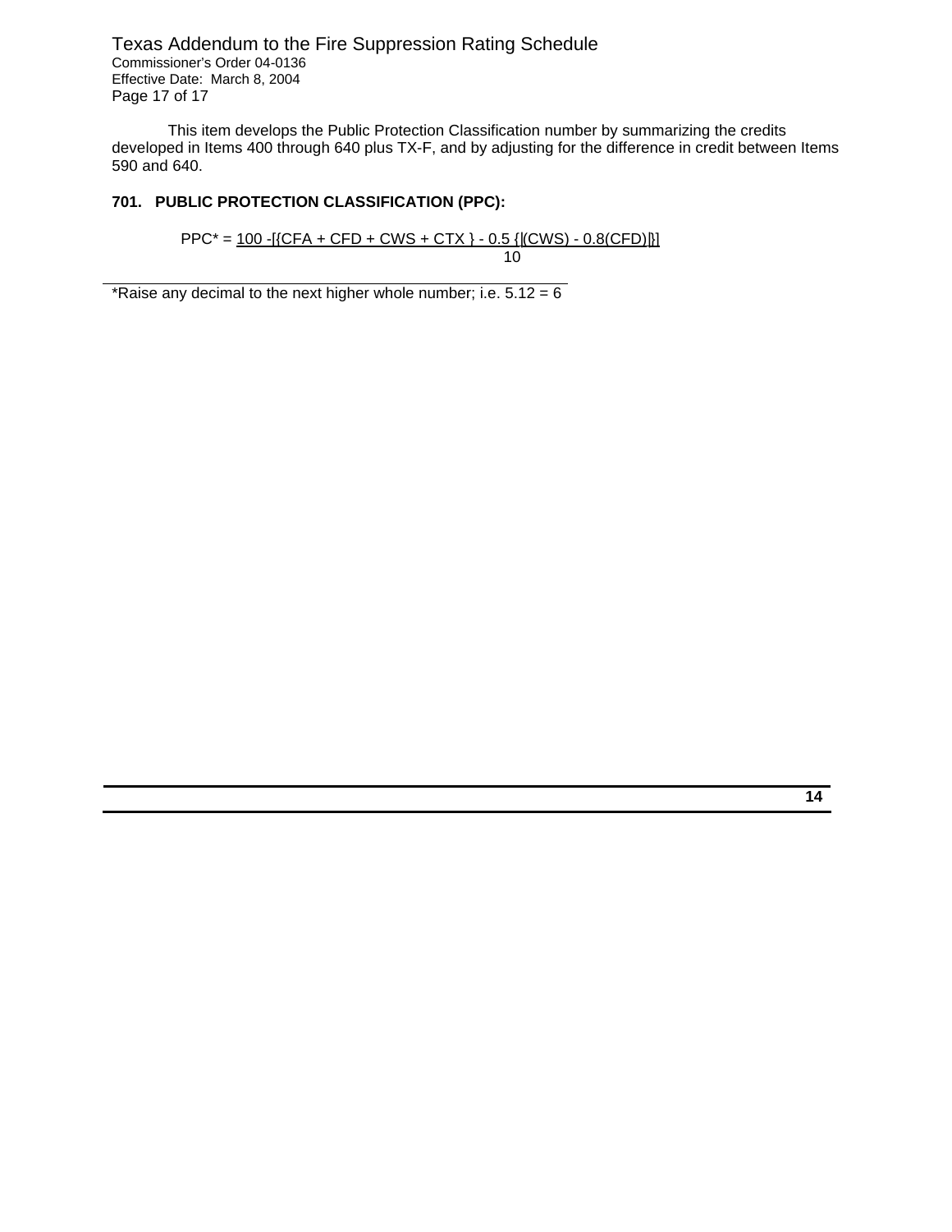This item develops the Public Protection Classification number by summarizing the credits developed in Items 400 through 640 plus TX-F, and by adjusting for the difference in credit between Items 590 and 640.

**701. PUBLIC PROTECTION CLASSIFICATION (PPC):**

$$PPC^* = \frac{100 - [\{CFA + CFD + CWS + CTX\} - 0.5\{|(CWS) - 0.8(CFD)|\}]}{10}$$

*Raise any decimal to the next higher whole number; i.e. 5.12 = 6